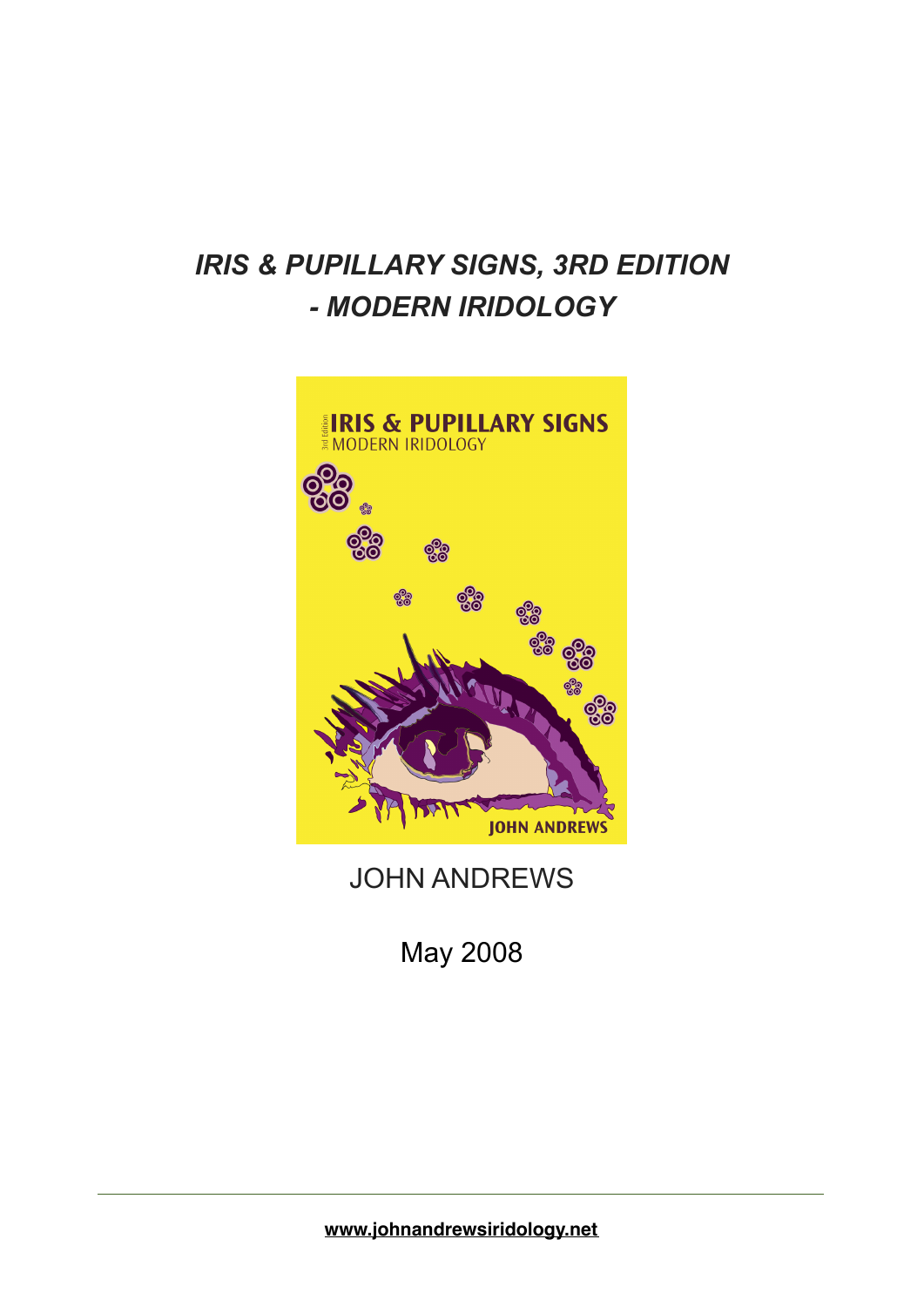# *IRIS & PUPILLARY SIGNS, 3RD EDITION - MODERN IRIDOLOGY*

JOHN ANDREWS

May 2008

**www.johnandrewsiridology.net**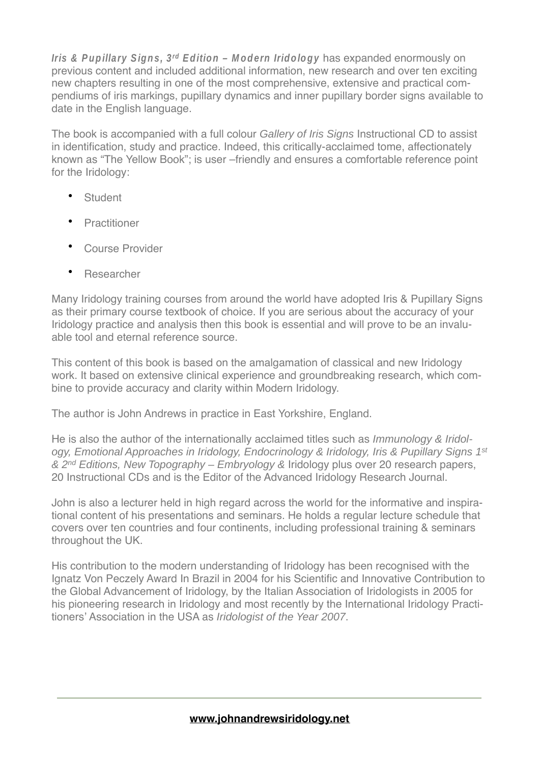***Iris & Pupillary Signs, 3rd Edition – Modern Iridology*** has expanded enormously on previous content and included additional information, new research and over ten exciting new chapters resulting in one of the most comprehensive, extensive and practical compendiums of iris markings, pupillary dynamics and inner pupillary border signs available to date in the English language.

The book is accompanied with a full colour *Gallery of Iris Signs* Instructional CD to assist in identification, study and practice. Indeed, this critically-acclaimed tome, affectionately known as "The Yellow Book"; is user –friendly and ensures a comfortable reference point for the Iridology:

- Student
- Practitioner
- Course Provider
- Researcher

Many Iridology training courses from around the world have adopted Iris & Pupillary Signs as their primary course textbook of choice. If you are serious about the accuracy of your Iridology practice and analysis then this book is essential and will prove to be an invaluable tool and eternal reference source.

This content of this book is based on the amalgamation of classical and new Iridology work. It based on extensive clinical experience and groundbreaking research, which combine to provide accuracy and clarity within Modern Iridology.

The author is John Andrews in practice in East Yorkshire, England.

He is also the author of the internationally acclaimed titles such as *Immunology & Iridology, Emotional Approaches in Iridology, Endocrinology & Iridology, Iris & Pupillary Signs 1st & 2nd Editions, New Topography – Embryology &* Iridology plus over 20 research papers, 20 Instructional CDs and is the Editor of the Advanced Iridology Research Journal.

John is also a lecturer held in high regard across the world for the informative and inspirational content of his presentations and seminars. He holds a regular lecture schedule that covers over ten countries and four continents, including professional training & seminars throughout the UK.

His contribution to the modern understanding of Iridology has been recognised with the Ignatz Von Peczely Award In Brazil in 2004 for his Scientific and Innovative Contribution to the Global Advancement of Iridology, by the Italian Association of Iridologists in 2005 for his pioneering research in Iridology and most recently by the International Iridology Practitioners' Association in the USA as *Iridologist of the Year 2007*.

**www.johnandrewsiridology.net**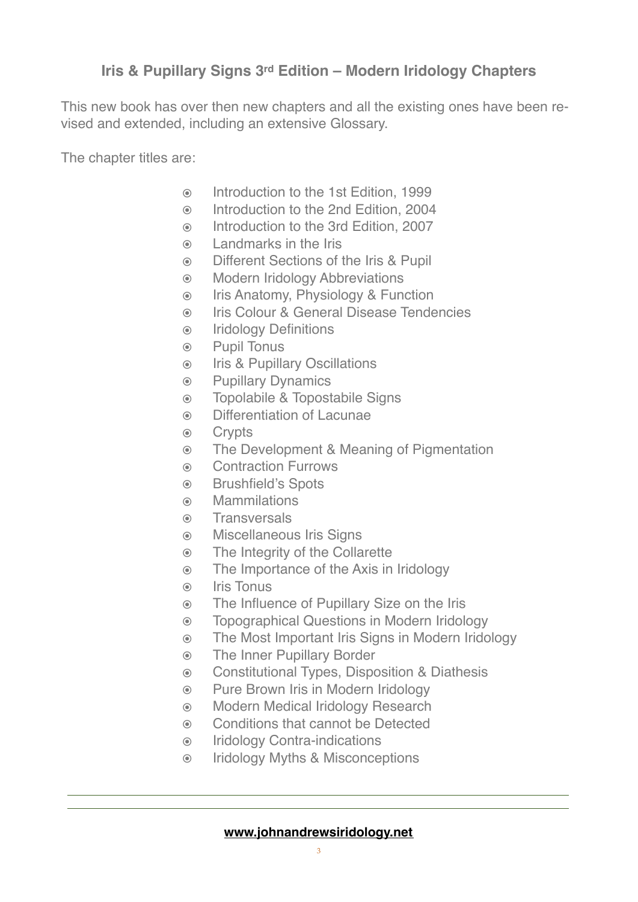## Iris & Pupillary Signs 3rd Edition – Modern Iridology Chapters

This new book has over then new chapters and all the existing ones have been revised and extended, including an extensive Glossary.

The chapter titles are:

- Introduction to the 1st Edition, 1999
- Introduction to the 2nd Edition, 2004
- Introduction to the 3rd Edition, 2007
- Landmarks in the Iris
- Different Sections of the Iris & Pupil
- Modern Iridology Abbreviations
- Iris Anatomy, Physiology & Function
- Iris Colour & General Disease Tendencies
- Iridology Definitions
- Pupil Tonus
- Iris & Pupillary Oscillations
- Pupillary Dynamics
- Topolabile & Topostabile Signs
- Differentiation of Lacunae
- Crypts
- The Development & Meaning of Pigmentation
- Contraction Furrows
- Brushfield's Spots
- Mammilations
- Transversals
- Miscellaneous Iris Signs
- The Integrity of the Collarette
- The Importance of the Axis in Iridology
- Iris Tonus
- The Influence of Pupillary Size on the Iris
- Topographical Questions in Modern Iridology
- The Most Important Iris Signs in Modern Iridology
- The Inner Pupillary Border
- Constitutional Types, Disposition & Diathesis
- Pure Brown Iris in Modern Iridology
- Modern Medical Iridology Research
- Conditions that cannot be Detected
- Iridology Contra-indications
- Iridology Myths & Misconceptions

**www.johnandrewsiridology.net**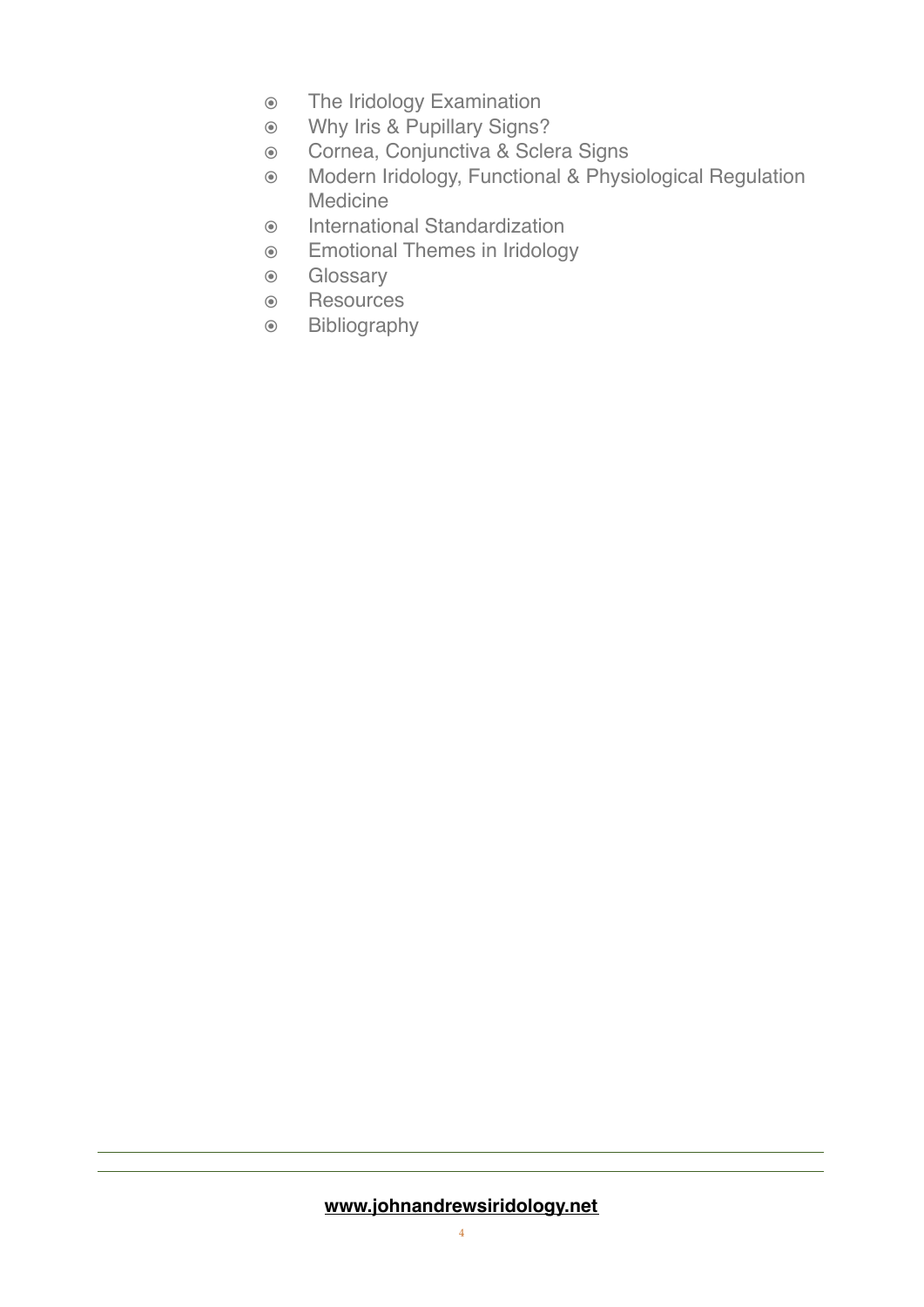- The Iridology Examination
- Why Iris & Pupillary Signs?
- Cornea, Conjunctiva & Sclera Signs
- Modern Iridology, Functional & Physiological Regulation Medicine
- International Standardization
- Emotional Themes in Iridology
- Glossary
- Resources
- Bibliography